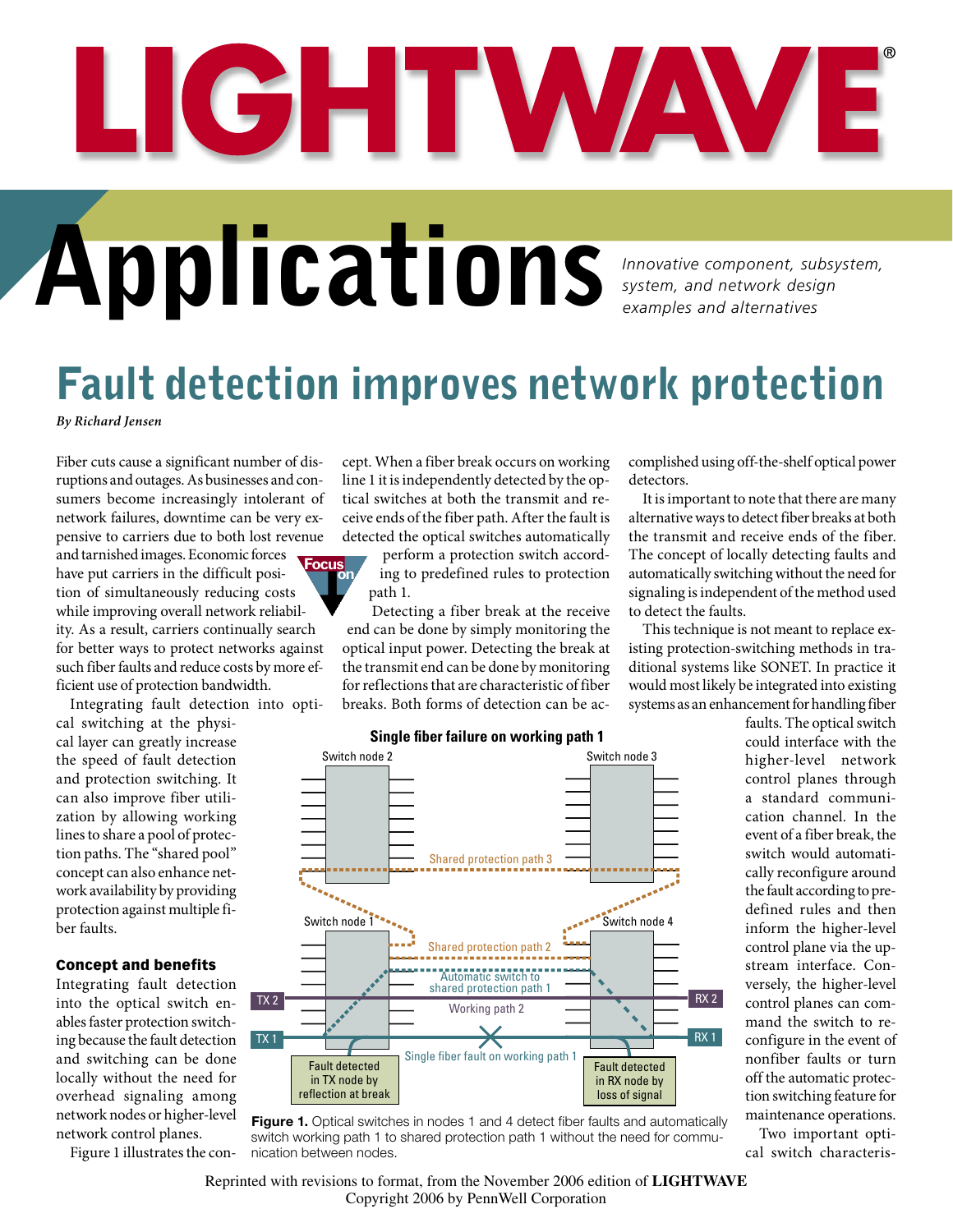# LIGHTWAVE

# Applications

*Innovative component, subsystem, system, and network design examples and alternatives*

## Fault detection improves network protection

*By Richard Jensen*

Fiber cuts cause a significant number of disruptions and outages. As businesses and consumers become increasingly intolerant of network failures, downtime can be very expensive to carriers due to both lost revenue and tarnished images. Economic forces have put carriers in the difficult position of simultaneously reducing costs while improving overall network reliability. As a result, carriers continually search for better ways to protect networks against such fiber faults and reduce costs by more efficient use of protection bandwidth.

Integrating fault detection into optical switching at the physical layer can greatly increase the speed of fault detection and protection switching. It can also improve fiber utilization by allowing working lines to share a pool of protection paths. The "shared pool" concept can also enhance network availability by providing protection against multiple fiber faults.

### Concept and benefits

Integrating fault detection into the optical switch enables faster protection switching because the fault detection and switching can be done locally without the need for overhead signaling among network nodes or higher-level network control planes.

Figure 1 illustrates the concept. When a fiber break occurs on working line 1 it is independently detected by the optical switches at both the transmit and receive ends of the fiber path. After the fault is detected the optical switches automatically perform a protection switch according to predefined rules to protection path 1.

Detecting a fiber break at the receive end can be done by simply monitoring the optical input power. Detecting the break at the transmit end can be done by monitoring for reflections that are characteristic of fiber breaks. Both forms of detection can be accomplished using off-the-shelf optical power detectors.

It is important to note that there are many alternative ways to detect fiber breaks at both the transmit and receive ends of the fiber. The concept of locally detecting faults and automatically switching without the need for signaling is independent of the method used to detect the faults.

This technique is not meant to replace existing protection-switching methods in traditional systems like SONET. In practice it would most likely be integrated into existing systems as an enhancement for handling fiber faults. The optical switch could interface with the higher-level network control planes through a standard communication channel. In the event of a fiber break, the switch would automatically reconfigure around the fault according to predefined rules and then inform the higher-level control plane via the upstream interface. Conversely, the higher-level control planes can command the switch to reconfigure in the event of nonfiber faults or turn off the automatic protection switching feature for maintenance operations.

**Single fiber failure on working path 1**

Switch node 2 — Switch node 3 — Shared protection path 3 — Switch node 1 — Switch node 4 — Shared protection path 2 — Automatic switch to shared protection path 1 — TX 2 — Working path 2 — RX 2 — TX 1 — Single fiber fault on working path 1 — RX 1 — Fault detected in TX node by reflection at break — Fault detected in RX node by loss of signal

**Figure 1.** Optical switches in nodes 1 and 4 detect fiber faults and automatically switch working path 1 to shared protection path 1 without the need for communication between nodes.

Two important optical switch characteris-

Reprinted with revisions to format, from the November 2006 edition of **LIGHTWAVE**
Copyright 2006 by PennWell Corporation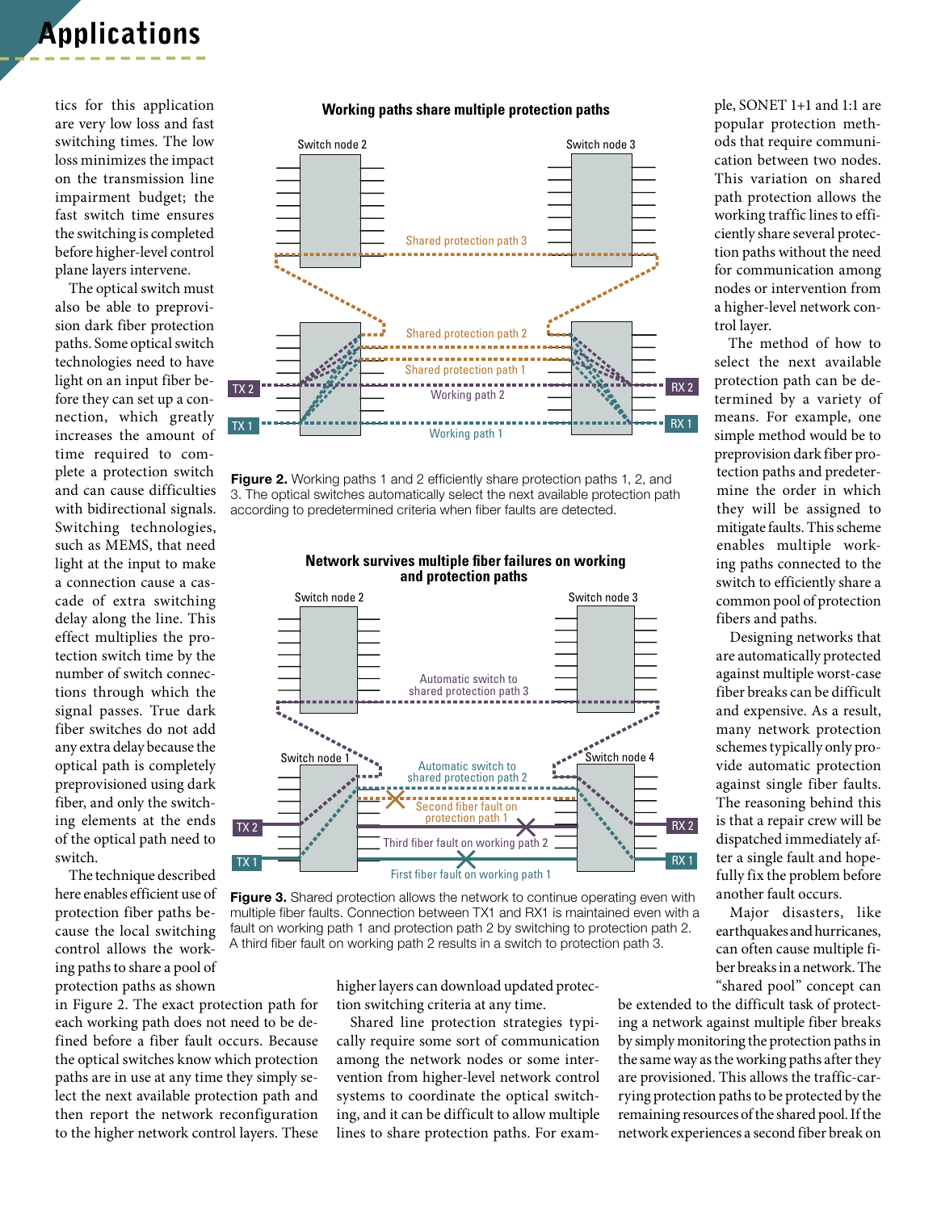tics for this application are very low loss and fast switching times. The low loss minimizes the impact on the transmission line impairment budget; the fast switch time ensures the switching is completed before higher-level control plane layers intervene.

The optical switch must also be able to preprovision dark fiber protection paths. Some optical switch technologies need to have light on an input fiber before they can set up a connection, which greatly increases the amount of time required to complete a protection switch and can cause difficulties with bidirectional signals. Switching technologies, such as MEMS, that need light at the input to make a connection cause a cascade of extra switching delay along the line. This effect multiplies the protection switch time by the number of switch connections through which the signal passes. True dark fiber switches do not add any extra delay because the optical path is completely preprovisioned using dark fiber, and only the switching elements at the ends of the optical path need to switch.

The technique described here enables efficient use of protection fiber paths because the local switching control allows the working paths to share a pool of protection paths as shown in Figure 2. The exact protection path for each working path does not need to be defined before a fiber fault occurs. Because the optical switches know which protection paths are in use at any time they simply select the next available protection path and then report the network reconfiguration to the higher network control layers. These higher layers can download updated protection switching criteria at any time.

Shared line protection strategies typically require some sort of communication among the network nodes or some intervention from higher-level network control systems to coordinate the optical switching, and it can be difficult to allow multiple lines to share protection paths. For example, SONET 1+1 and 1:1 are popular protection methods that require communication between two nodes. This variation on shared path protection allows the working traffic lines to efficiently share several protection paths without the need for communication among nodes or intervention from a higher-level network control layer.

The method of how to select the next available protection path can be determined by a variety of means. For example, one simple method would be to preprovision dark fiber protection paths and predetermine the order in which they will be assigned to mitigate faults. This scheme enables multiple working paths connected to the switch to efficiently share a common pool of protection fibers and paths.

**Working paths share multiple protection paths**

**Figure 2.** Working paths 1 and 2 efficiently share protection paths 1, 2, and 3. The optical switches automatically select the next available protection path according to predetermined criteria when fiber faults are detected.

**Network survives multiple fiber failures on working and protection paths**

**Figure 3.** Shared protection allows the network to continue operating even with multiple fiber faults. Connection between TX1 and RX1 is maintained even with a fault on working path 1 and protection path 2 by switching to protection path 2. A third fiber fault on working path 2 results in a switch to protection path 3.

Designing networks that are automatically protected against multiple worst-case fiber breaks can be difficult and expensive. As a result, many network protection schemes typically only provide automatic protection against single fiber faults. The reasoning behind this is that a repair crew will be dispatched immediately after a single fault and hopefully fix the problem before another fault occurs.

Major disasters, like earthquakes and hurricanes, can often cause multiple fiber breaks in a network. The "shared pool" concept can be extended to the difficult task of protecting a network against multiple fiber breaks by simply monitoring the protection paths in the same way as the working paths after they are provisioned. This allows the traffic-carrying protection paths to be protected by the remaining resources of the shared pool. If the network experiences a second fiber break on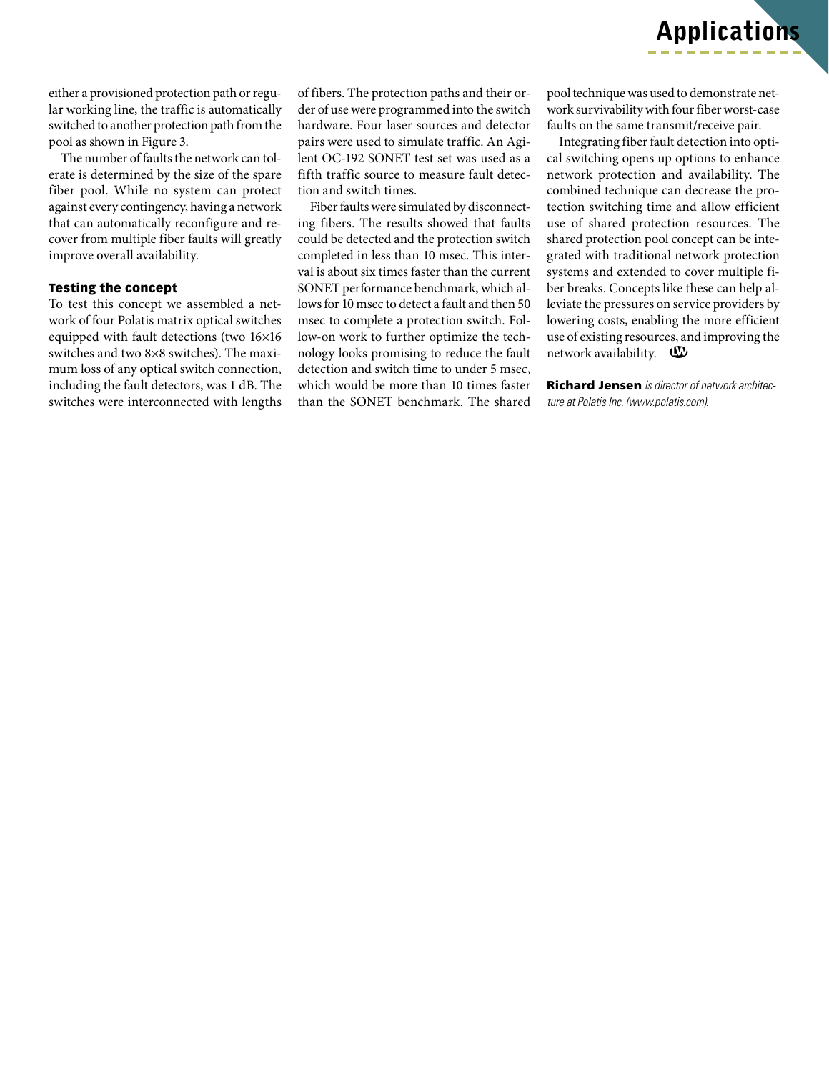either a provisioned protection path or regular working line, the traffic is automatically switched to another protection path from the pool as shown in Figure 3.

The number of faults the network can tolerate is determined by the size of the spare fiber pool. While no system can protect against every contingency, having a network that can automatically reconfigure and recover from multiple fiber faults will greatly improve overall availability.

### Testing the concept

To test this concept we assembled a network of four Polatis matrix optical switches equipped with fault detections (two 16×16 switches and two 8×8 switches). The maximum loss of any optical switch connection, including the fault detectors, was 1 dB. The switches were interconnected with lengths of fibers. The protection paths and their order of use were programmed into the switch hardware. Four laser sources and detector pairs were used to simulate traffic. An Agilent OC-192 SONET test set was used as a fifth traffic source to measure fault detection and switch times.

Fiber faults were simulated by disconnecting fibers. The results showed that faults could be detected and the protection switch completed in less than 10 msec. This interval is about six times faster than the current SONET performance benchmark, which allows for 10 msec to detect a fault and then 50 msec to complete a protection switch. Follow-on work to further optimize the technology looks promising to reduce the fault detection and switch time to under 5 msec, which would be more than 10 times faster than the SONET benchmark. The shared pool technique was used to demonstrate network survivability with four fiber worst-case faults on the same transmit/receive pair.

Integrating fiber fault detection into optical switching opens up options to enhance network protection and availability. The combined technique can decrease the protection switching time and allow efficient use of shared protection resources. The shared protection pool concept can be integrated with traditional network protection systems and extended to cover multiple fiber breaks. Concepts like these can help alleviate the pressures on service providers by lowering costs, enabling the more efficient use of existing resources, and improving the network availability.

**Richard Jensen** *is director of network architecture at Polatis Inc. (www.polatis.com).*